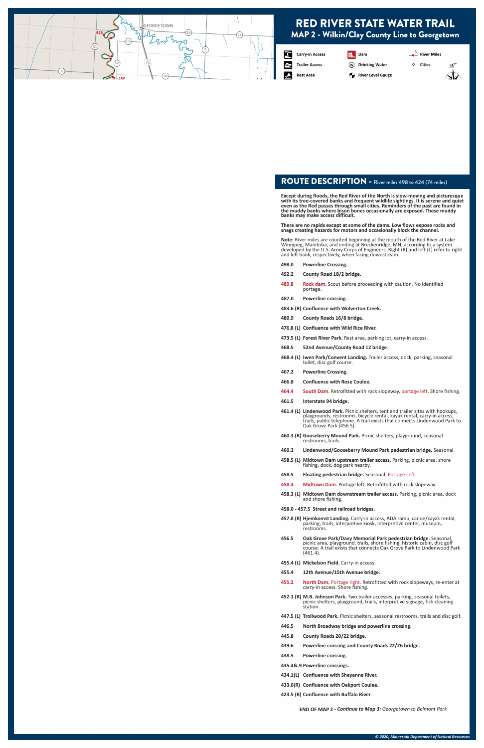# RED RIVER STATE WATER TRAIL

## MAP 2 - Wilkin/Clay County Line to Georgetown

Carry-in Access | Dam | River Miles
Trailer Access | Drinking Water | Cities
Rest Area | River Level Gauge

## ROUTE DESCRIPTION - River miles 498 to 424 (74 miles)

**Except during floods, the Red River of the North is slow-moving and picturesque with its tree-covered banks and frequent wildlife sightings. It is serene and quiet even as the Red passes through small cities. Reminders of the past are found in the muddy banks where bison bones occasionally are exposed. These muddy banks may make access difficult.**

**There are no rapids except at some of the dams. Low flows expose rocks and snags creating hazards for motors and occasionally block the channel.**

**Note:** River miles are counted beginning at the mouth of the Red River at Lake Winnipeg, Manitoba, and ending at Breckenridge, MN, according to a system developed by the U.S. Army Corps of Engineers. Right (R) and left (L) refer to right and left bank, respectively, when facing downstream.

**498.0** **Powerline Crossing.**

**492.2** **County Road 18/2 bridge.**

**489.8** **Rock dam.** Scout before proceeding with caution. No identified portage.

**487.0** **Powerline crossing.**

**483.6 (R)** **Confluence with Wolverton Creek.**

**480.9** **County Roads 16/8 bridge.**

**476.8 (L)** **Confluence with Wild Rice River.**

**473.5 (L)** **Forest River Park.** Rest area, parking lot, carry-in access.

**468.5** **52nd Avenue/County Road 12 bridge**.

**468.4 (L)** **Iwen Park/Convent Landing.** Trailer access, dock, parking, seasonal toilet, disc golf course.

**467.2** **Powerline Crossing.**

**466.8** **Confluence with Rose Coulee.**

**464.4** **South Dam.** Retrofitted with rock slopeway, portage left. Shore fishing.

**461.5** **Interstate 94 bridge.**

**461.4 (L)** **Lindenwood Park.** Picnic shelters, tent and trailer sites with hookups, playgrounds, restrooms, bicycle rental, kayak rental, carry-in access, trails, public telephone. A trail exists that connects Lindenwood Park to Oak Grove Park (456.5)

**460.3 (R)** **Gooseberry Mound Park.** Picnic shelters, playground, seasonal restrooms, trails.

**460.3** **Lindenwood/Gooseberry Mound Park pedestrian bridge.** Seasonal.

**458.5 (L)** **Midtown Dam upstream trailer access.** Parking, picnic area, shore fishing, dock, dog park nearby.

**458.5** **Floating pedestrian bridge.** Seasonal. Portage Left.

**458.4** **Midtown Dam.** Portage left. Retrofitted with rock slopeway.

**458.3 (L)** **Midtown Dam downstream trailer access.** Parking, picnic area, dock and shore fishing.

**458.0 - 457.5** **Street and railroad bridges.**

**457.8 (R)** **Hjemkomst Landing.** Carry-in access, ADA ramp, canoe/kayak rental, parking, trails, interpretive kiosk, interpretive center, museum, restrooms.

**456.5** **Oak Grove Park/Davy Memorial Park pedestrian bridge.** Seasonal, picnic area, playground, trails, shore fishing, historic cabin, disc golf course. A trail exists that connects Oak Grove Park to Lindenwood Park (461.4).

**455.4 (L)** **Mickelson Field.** Carry-in access.

**455.4** **12th Avenue/15th Avenue bridge.**

**455.2** **North Dam.** Portage right. Retrofitted with rock slopeways, re-enter at carry-in access. Shore fishing.

**452.1 (R)** **M.B. Johnson Park.** Two trailer accesses, parking, seasonal toilets, picnic shelters, playground, trails, interpretive signage, fish cleaning station.

**447.5 (L)** **Trollwood Park.** Picnic shelters, seasonal restrooms, trails and disc golf.

**446.5** **North Broadway bridge and powerline crossing.**

**445.8** **County Roads 20/22 bridge.**

**439.6** **Powerline crossing and County Roads 22/26 bridge.**

**438.5** **Powerline crossing.**

**435.4&.9** **Powerline crossings.**

**434.1(L)** **Confluence with Sheyenne River.**

**433.6(R)** **Confluence with Oakport Coulee.**

**423.5 (R)** **Confluence with Buffalo River**.

**END OF MAP 2 -** ***Continue to Map 3:*** *Georgetown to Belmont Park*

*© 2020, Minnesota Department of Natural Resources*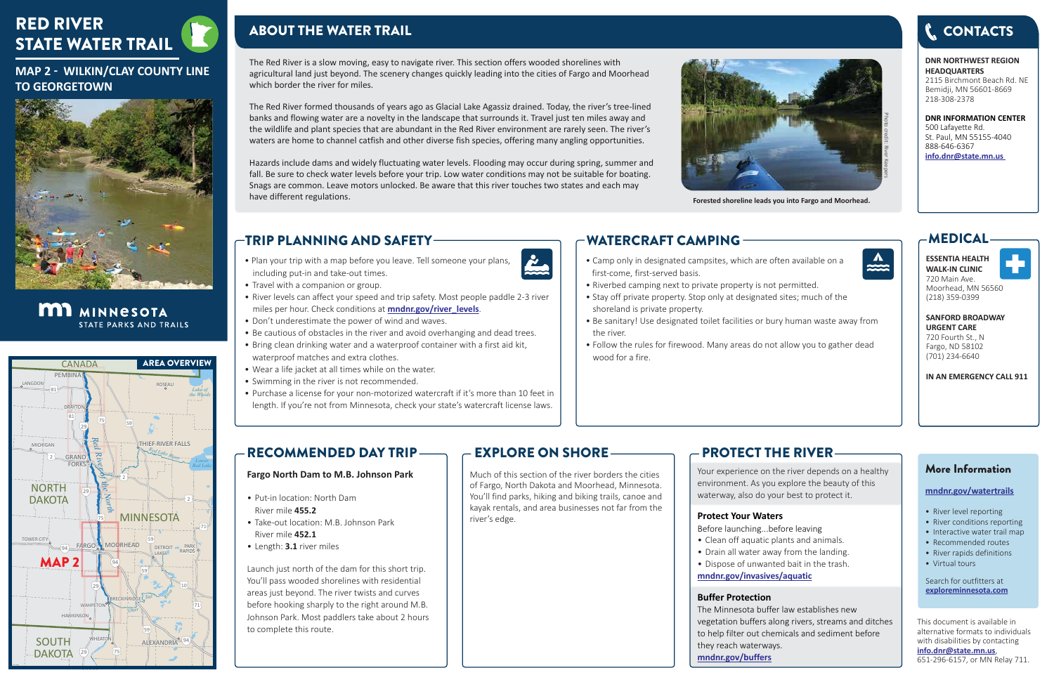# RED RIVER STATE WATER TRAIL

## MAP 2 - WILKIN/CLAY COUNTY LINE TO GEORGETOWN

MINNESOTA STATE PARKS AND TRAILS

AREA OVERVIEW

CANADA
PEMBINA
LANGDON
ROSEAU
Lake of the Woods
DRAYTON
MICHIGAN
THIEF RIVER FALLS
Red Lake River
GRAND FORKS
Lower Red Lake
NORTH DAKOTA
Red River of the North
MINNESOTA
TOWER CITY
FARGO
MOORHEAD
DETROIT LAKES
PARK RAPIDS
MAP 2
WAHPETON
BRECKENRIDGE
HAWKINSON
SOUTH DAKOTA
WHEATON
ALEXANDRIA

## ABOUT THE WATER TRAIL

The Red River is a slow moving, easy to navigate river. This section offers wooded shorelines with agricultural land just beyond. The scenery changes quickly leading into the cities of Fargo and Moorhead which border the river for miles.

The Red River formed thousands of years ago as Glacial Lake Agassiz drained. Today, the river's tree-lined banks and flowing water are a novelty in the landscape that surrounds it. Travel just ten miles away and the wildlife and plant species that are abundant in the Red River environment are rarely seen. The river's waters are home to channel catfish and other diverse fish species, offering many angling opportunities.

Hazards include dams and widely fluctuating water levels. Flooding may occur during spring, summer and fall. Be sure to check water levels before your trip. Low water conditions may not be suitable for boating. Snags are common. Leave motors unlocked. Be aware that this river touches two states and each may have different regulations.

Photo credit: River Keepers

Forested shoreline leads you into Fargo and Moorhead.

## CONTACTS

**DNR NORTHWEST REGION HEADQUARTERS**
2115 Birchmont Beach Rd. NE
Bemidji, MN 56601-8669
218-308-2378

**DNR INFORMATION CENTER**
500 Lafayette Rd.
St. Paul, MN 55155-4040
888-646-6367
info.dnr@state.mn.us

## TRIP PLANNING AND SAFETY

- Plan your trip with a map before you leave. Tell someone your plans, including put-in and take-out times.
- Travel with a companion or group.
- River levels can affect your speed and trip safety. Most people paddle 2-3 river miles per hour. Check conditions at **mndnr.gov/river_levels**.
- Don't underestimate the power of wind and waves.
- Be cautious of obstacles in the river and avoid overhanging and dead trees.
- Bring clean drinking water and a waterproof container with a first aid kit, waterproof matches and extra clothes.
- Wear a life jacket at all times while on the water.
- Swimming in the river is not recommended.
- Purchase a license for your non-motorized watercraft if it's more than 10 feet in length. If you're not from Minnesota, check your state's watercraft license laws.

## WATERCRAFT CAMPING

- Camp only in designated campsites, which are often available on a first-come, first-served basis.
- Riverbed camping next to private property is not permitted.
- Stay off private property. Stop only at designated sites; much of the shoreland is private property.
- Be sanitary! Use designated toilet facilities or bury human waste away from the river.
- Follow the rules for firewood. Many areas do not allow you to gather dead wood for a fire.

## MEDICAL

**ESSENTIA HEALTH WALK-IN CLINIC**
720 Main Ave.
Moorhead, MN 56560
(218) 359-0399

**SANFORD BROADWAY URGENT CARE**
720 Fourth St., N
Fargo, ND 58102
(701) 234-6640

**IN AN EMERGENCY CALL 911**

## RECOMMENDED DAY TRIP

**Fargo North Dam to M.B. Johnson Park**

- Put-in location: North Dam River mile **455.2**
- Take-out location: M.B. Johnson Park River mile **452.1**
- Length: **3.1** river miles

Launch just north of the dam for this short trip. You'll pass wooded shorelines with residential areas just beyond. The river twists and curves before hooking sharply to the right around M.B. Johnson Park. Most paddlers take about 2 hours to complete this route.

## EXPLORE ON SHORE

Much of this section of the river borders the cities of Fargo, North Dakota and Moorhead, Minnesota. You'll find parks, hiking and biking trails, canoe and kayak rentals, and area businesses not far from the river's edge.

## PROTECT THE RIVER

Your experience on the river depends on a healthy environment. As you explore the beauty of this waterway, also do your best to protect it.

### Protect Your Waters

Before launching...before leaving

- Clean off aquatic plants and animals.
- Drain all water away from the landing.
- Dispose of unwanted bait in the trash.

mndnr.gov/invasives/aquatic

### Buffer Protection

The Minnesota buffer law establishes new vegetation buffers along rivers, streams and ditches to help filter out chemicals and sediment before they reach waterways.
mndnr.gov/buffers

## More Information

mndnr.gov/watertrails

- River level reporting
- River conditions reporting
- Interactive water trail map
- Recommended routes
- River rapids definitions
- Virtual tours

Search for outfitters at **exploreminnesota.com**

This document is available in alternative formats to individuals with disabilities by contacting **info.dnr@state.mn.us**, 651-296-6157, or MN Relay 711.